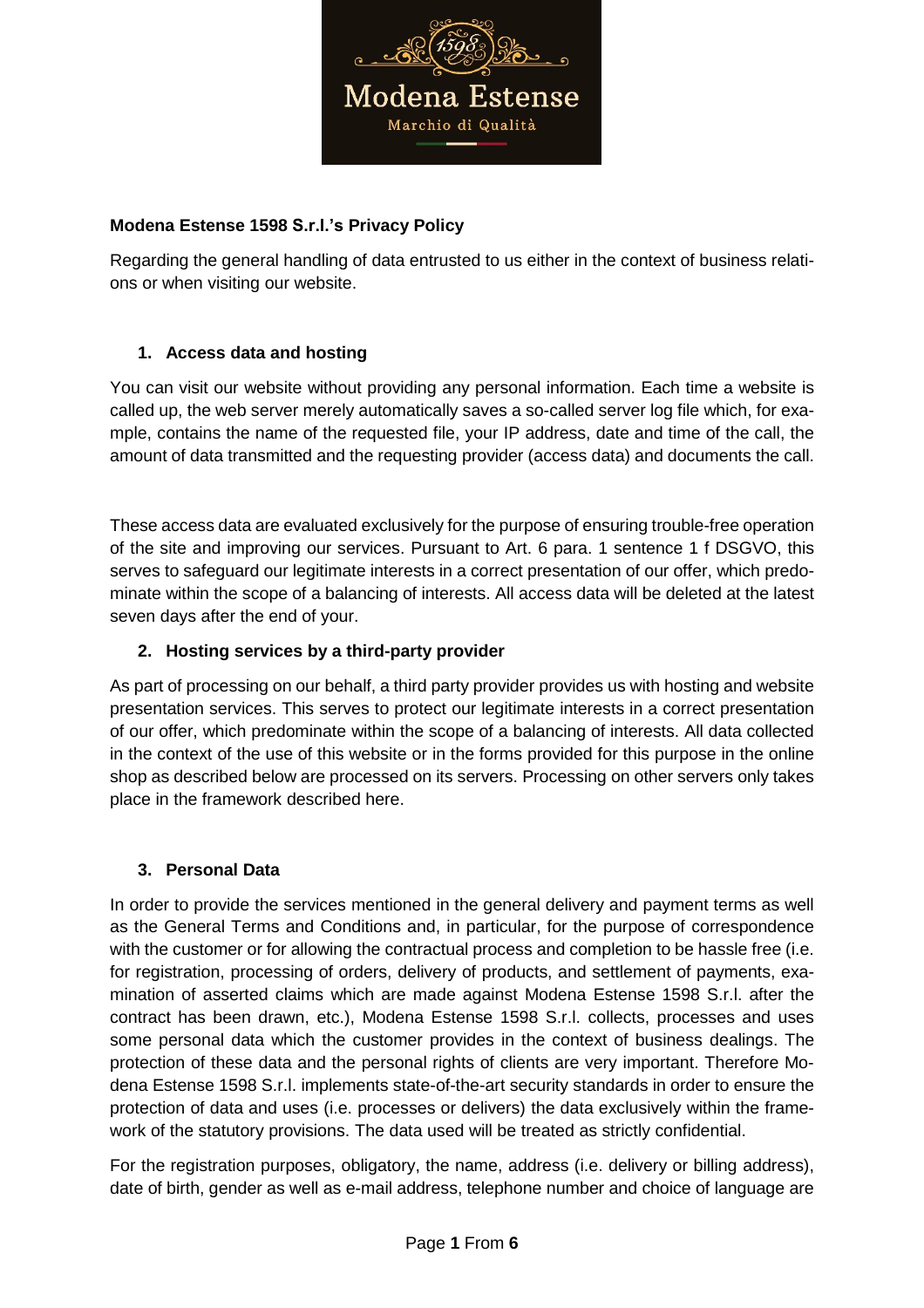**Modena Estense 1598 S.r.l.'s Privacy Policy**

Regarding the general handling of data entrusted to us either in the context of business relations or when visiting our website.

## 1. Access data and hosting

You can visit our website without providing any personal information. Each time a website is called up, the web server merely automatically saves a so-called server log file which, for example, contains the name of the requested file, your IP address, date and time of the call, the amount of data transmitted and the requesting provider (access data) and documents the call.

These access data are evaluated exclusively for the purpose of ensuring trouble-free operation of the site and improving our services. Pursuant to Art. 6 para. 1 sentence 1 f DSGVO, this serves to safeguard our legitimate interests in a correct presentation of our offer, which predominate within the scope of a balancing of interests. All access data will be deleted at the latest seven days after the end of your.

## 2. Hosting services by a third-party provider

As part of processing on our behalf, a third party provider provides us with hosting and website presentation services. This serves to protect our legitimate interests in a correct presentation of our offer, which predominate within the scope of a balancing of interests. All data collected in the context of the use of this website or in the forms provided for this purpose in the online shop as described below are processed on its servers. Processing on other servers only takes place in the framework described here.

## 3. Personal Data

In order to provide the services mentioned in the general delivery and payment terms as well as the General Terms and Conditions and, in particular, for the purpose of correspondence with the customer or for allowing the contractual process and completion to be hassle free (i.e. for registration, processing of orders, delivery of products, and settlement of payments, examination of asserted claims which are made against Modena Estense 1598 S.r.l. after the contract has been drawn, etc.), Modena Estense 1598 S.r.l. collects, processes and uses some personal data which the customer provides in the context of business dealings. The protection of these data and the personal rights of clients are very important. Therefore Modena Estense 1598 S.r.l. implements state-of-the-art security standards in order to ensure the protection of data and uses (i.e. processes or delivers) the data exclusively within the framework of the statutory provisions. The data used will be treated as strictly confidential.

For the registration purposes, obligatory, the name, address (i.e. delivery or billing address), date of birth, gender as well as e-mail address, telephone number and choice of language are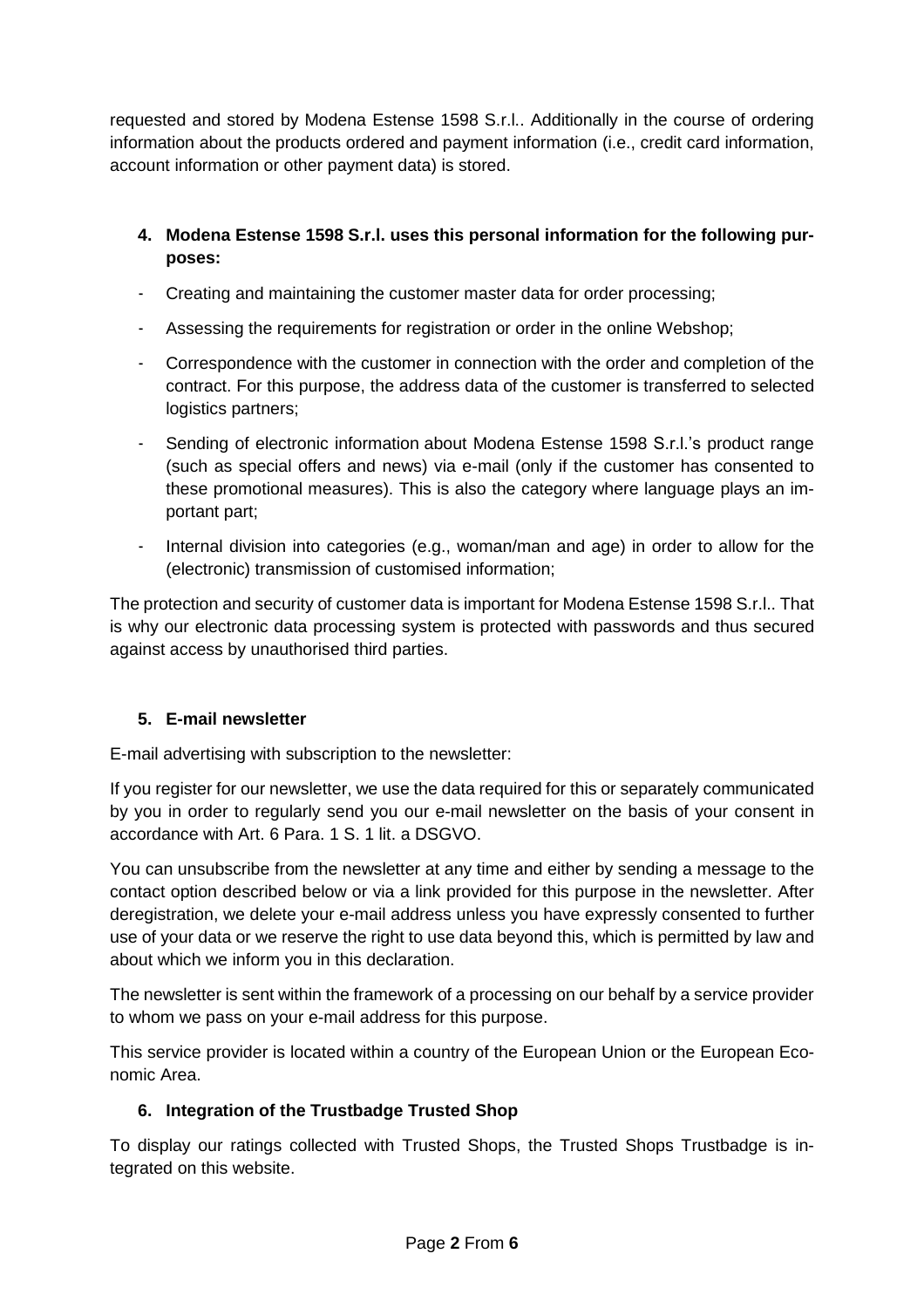requested and stored by Modena Estense 1598 S.r.l.. Additionally in the course of ordering information about the products ordered and payment information (i.e., credit card information, account information or other payment data) is stored.

## 4. Modena Estense 1598 S.r.l. uses this personal information for the following purposes:

- Creating and maintaining the customer master data for order processing;
- Assessing the requirements for registration or order in the online Webshop;
- Correspondence with the customer in connection with the order and completion of the contract. For this purpose, the address data of the customer is transferred to selected logistics partners;
- Sending of electronic information about Modena Estense 1598 S.r.l.'s product range (such as special offers and news) via e-mail (only if the customer has consented to these promotional measures). This is also the category where language plays an important part;
- Internal division into categories (e.g., woman/man and age) in order to allow for the (electronic) transmission of customised information;

The protection and security of customer data is important for Modena Estense 1598 S.r.l.. That is why our electronic data processing system is protected with passwords and thus secured against access by unauthorised third parties.

## 5. E-mail newsletter

E-mail advertising with subscription to the newsletter:

If you register for our newsletter, we use the data required for this or separately communicated by you in order to regularly send you our e-mail newsletter on the basis of your consent in accordance with Art. 6 Para. 1 S. 1 lit. a DSGVO.

You can unsubscribe from the newsletter at any time and either by sending a message to the contact option described below or via a link provided for this purpose in the newsletter. After deregistration, we delete your e-mail address unless you have expressly consented to further use of your data or we reserve the right to use data beyond this, which is permitted by law and about which we inform you in this declaration.

The newsletter is sent within the framework of a processing on our behalf by a service provider to whom we pass on your e-mail address for this purpose.

This service provider is located within a country of the European Union or the European Economic Area.

## 6. Integration of the Trustbadge Trusted Shop

To display our ratings collected with Trusted Shops, the Trusted Shops Trustbadge is integrated on this website.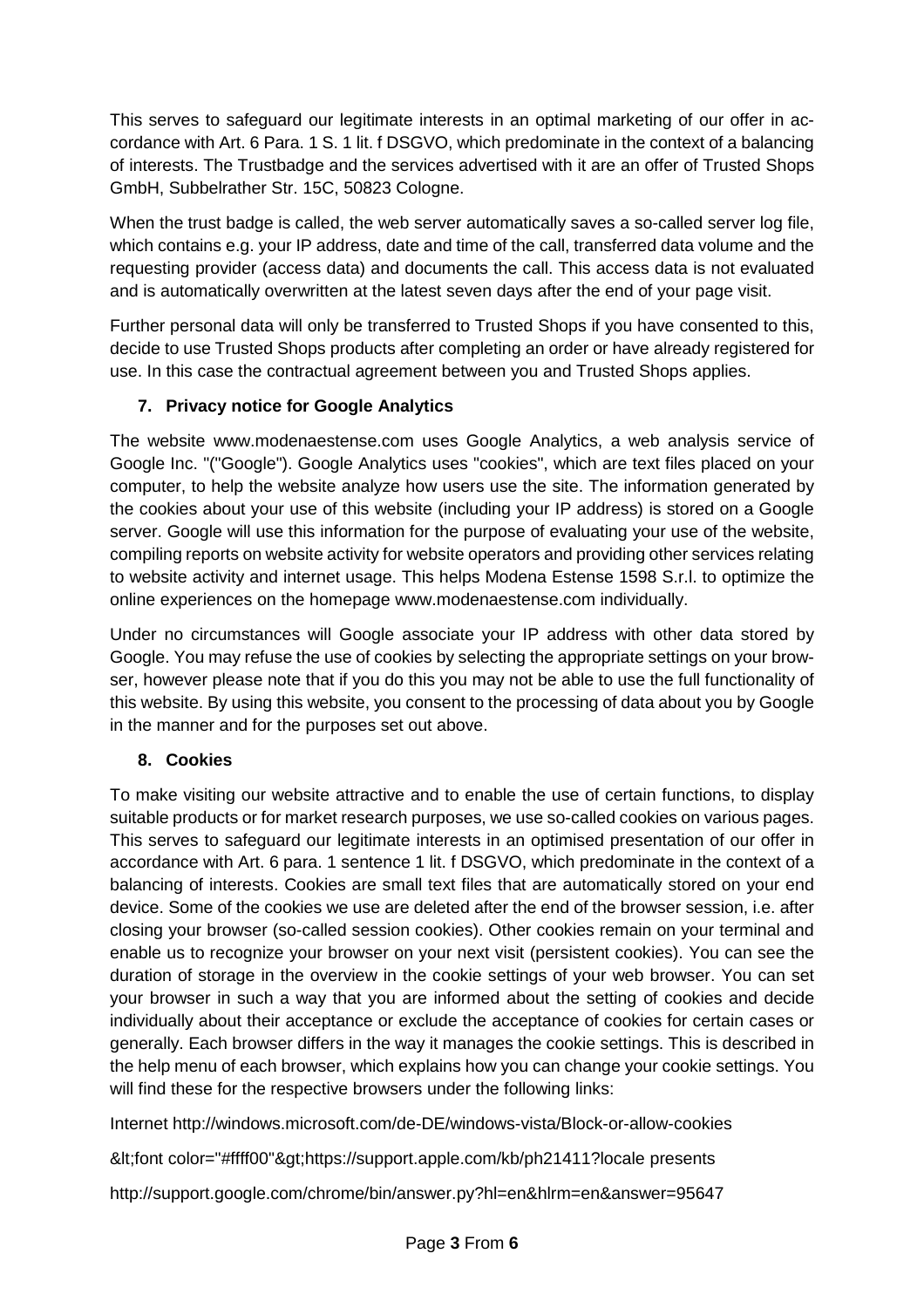This serves to safeguard our legitimate interests in an optimal marketing of our offer in accordance with Art. 6 Para. 1 S. 1 lit. f DSGVO, which predominate in the context of a balancing of interests. The Trustbadge and the services advertised with it are an offer of Trusted Shops GmbH, Subbelrather Str. 15C, 50823 Cologne.

When the trust badge is called, the web server automatically saves a so-called server log file, which contains e.g. your IP address, date and time of the call, transferred data volume and the requesting provider (access data) and documents the call. This access data is not evaluated and is automatically overwritten at the latest seven days after the end of your page visit.

Further personal data will only be transferred to Trusted Shops if you have consented to this, decide to use Trusted Shops products after completing an order or have already registered for use. In this case the contractual agreement between you and Trusted Shops applies.

## 7. Privacy notice for Google Analytics

The website www.modenaestense.com uses Google Analytics, a web analysis service of Google Inc. "("Google"). Google Analytics uses "cookies", which are text files placed on your computer, to help the website analyze how users use the site. The information generated by the cookies about your use of this website (including your IP address) is stored on a Google server. Google will use this information for the purpose of evaluating your use of the website, compiling reports on website activity for website operators and providing other services relating to website activity and internet usage. This helps Modena Estense 1598 S.r.l. to optimize the online experiences on the homepage www.modenaestense.com individually.

Under no circumstances will Google associate your IP address with other data stored by Google. You may refuse the use of cookies by selecting the appropriate settings on your browser, however please note that if you do this you may not be able to use the full functionality of this website. By using this website, you consent to the processing of data about you by Google in the manner and for the purposes set out above.

## 8. Cookies

To make visiting our website attractive and to enable the use of certain functions, to display suitable products or for market research purposes, we use so-called cookies on various pages. This serves to safeguard our legitimate interests in an optimised presentation of our offer in accordance with Art. 6 para. 1 sentence 1 lit. f DSGVO, which predominate in the context of a balancing of interests. Cookies are small text files that are automatically stored on your end device. Some of the cookies we use are deleted after the end of the browser session, i.e. after closing your browser (so-called session cookies). Other cookies remain on your terminal and enable us to recognize your browser on your next visit (persistent cookies). You can see the duration of storage in the overview in the cookie settings of your web browser. You can set your browser in such a way that you are informed about the setting of cookies and decide individually about their acceptance or exclude the acceptance of cookies for certain cases or generally. Each browser differs in the way it manages the cookie settings. This is described in the help menu of each browser, which explains how you can change your cookie settings. You will find these for the respective browsers under the following links:

Internet http://windows.microsoft.com/de-DE/windows-vista/Block-or-allow-cookies

&lt;font color="#ffff00"&gt;https://support.apple.com/kb/ph21411?locale presents

http://support.google.com/chrome/bin/answer.py?hl=en&hlrm=en&answer=95647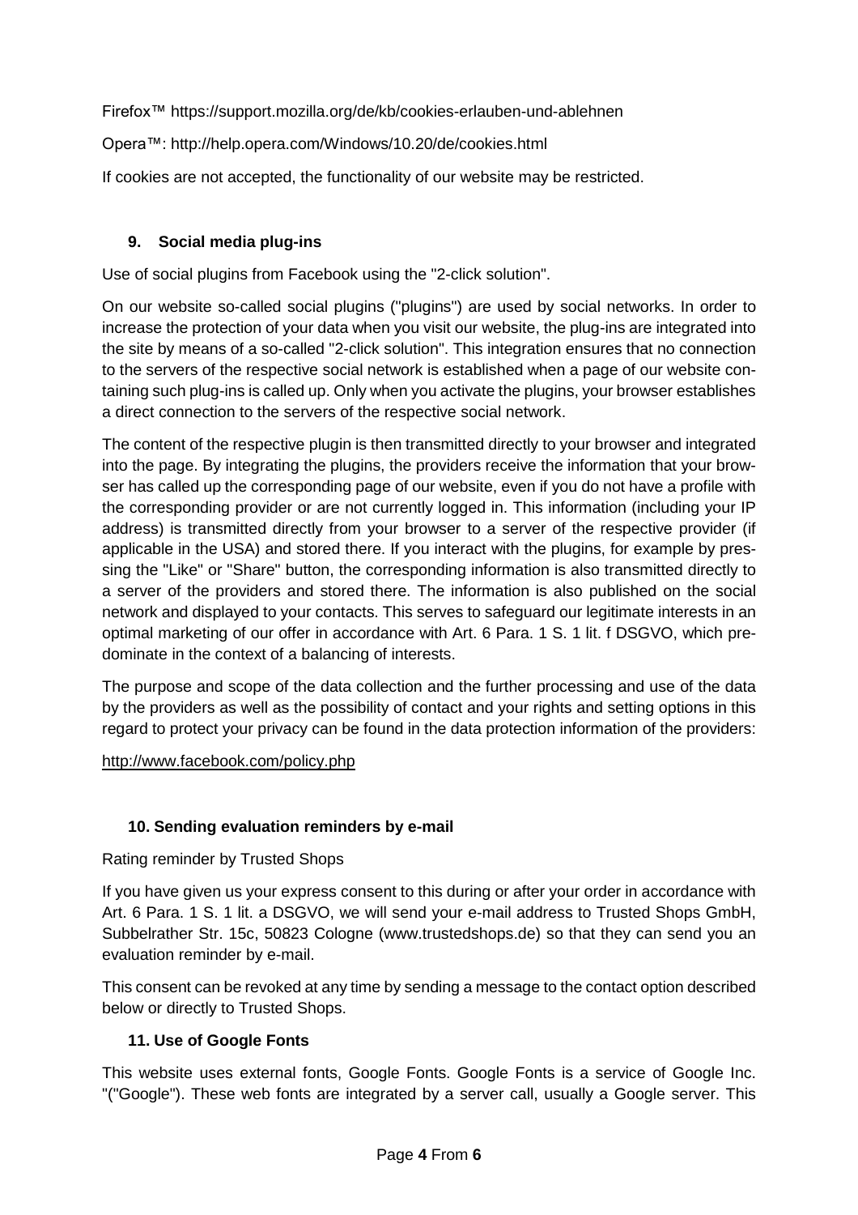Firefox™ https://support.mozilla.org/de/kb/cookies-erlauben-und-ablehnen

Opera™: http://help.opera.com/Windows/10.20/de/cookies.html

If cookies are not accepted, the functionality of our website may be restricted.

## 9. Social media plug-ins

Use of social plugins from Facebook using the "2-click solution".

On our website so-called social plugins ("plugins") are used by social networks. In order to increase the protection of your data when you visit our website, the plug-ins are integrated into the site by means of a so-called "2-click solution". This integration ensures that no connection to the servers of the respective social network is established when a page of our website containing such plug-ins is called up. Only when you activate the plugins, your browser establishes a direct connection to the servers of the respective social network.

The content of the respective plugin is then transmitted directly to your browser and integrated into the page. By integrating the plugins, the providers receive the information that your browser has called up the corresponding page of our website, even if you do not have a profile with the corresponding provider or are not currently logged in. This information (including your IP address) is transmitted directly from your browser to a server of the respective provider (if applicable in the USA) and stored there. If you interact with the plugins, for example by pressing the "Like" or "Share" button, the corresponding information is also transmitted directly to a server of the providers and stored there. The information is also published on the social network and displayed to your contacts. This serves to safeguard our legitimate interests in an optimal marketing of our offer in accordance with Art. 6 Para. 1 S. 1 lit. f DSGVO, which predominate in the context of a balancing of interests.

The purpose and scope of the data collection and the further processing and use of the data by the providers as well as the possibility of contact and your rights and setting options in this regard to protect your privacy can be found in the data protection information of the providers:

http://www.facebook.com/policy.php

## 10. Sending evaluation reminders by e-mail

Rating reminder by Trusted Shops

If you have given us your express consent to this during or after your order in accordance with Art. 6 Para. 1 S. 1 lit. a DSGVO, we will send your e-mail address to Trusted Shops GmbH, Subbelrather Str. 15c, 50823 Cologne (www.trustedshops.de) so that they can send you an evaluation reminder by e-mail.

This consent can be revoked at any time by sending a message to the contact option described below or directly to Trusted Shops.

## 11. Use of Google Fonts

This website uses external fonts, Google Fonts. Google Fonts is a service of Google Inc. "("Google"). These web fonts are integrated by a server call, usually a Google server. This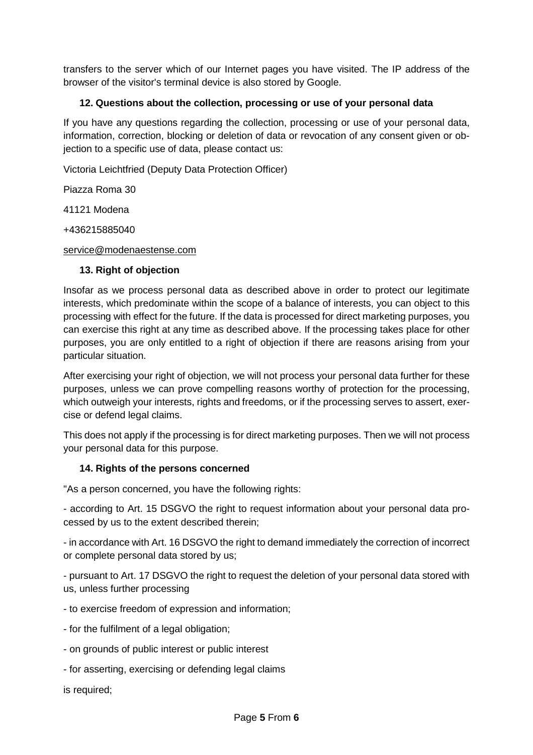transfers to the server which of our Internet pages you have visited. The IP address of the browser of the visitor's terminal device is also stored by Google.

## 12. Questions about the collection, processing or use of your personal data

If you have any questions regarding the collection, processing or use of your personal data, information, correction, blocking or deletion of data or revocation of any consent given or objection to a specific use of data, please contact us:

Victoria Leichtfried (Deputy Data Protection Officer)

Piazza Roma 30

41121 Modena

+436215885040

service@modenaestense.com

## 13. Right of objection

Insofar as we process personal data as described above in order to protect our legitimate interests, which predominate within the scope of a balance of interests, you can object to this processing with effect for the future. If the data is processed for direct marketing purposes, you can exercise this right at any time as described above. If the processing takes place for other purposes, you are only entitled to a right of objection if there are reasons arising from your particular situation.

After exercising your right of objection, we will not process your personal data further for these purposes, unless we can prove compelling reasons worthy of protection for the processing, which outweigh your interests, rights and freedoms, or if the processing serves to assert, exercise or defend legal claims.

This does not apply if the processing is for direct marketing purposes. Then we will not process your personal data for this purpose.

## 14. Rights of the persons concerned

"As a person concerned, you have the following rights:

- according to Art. 15 DSGVO the right to request information about your personal data processed by us to the extent described therein;

- in accordance with Art. 16 DSGVO the right to demand immediately the correction of incorrect or complete personal data stored by us;

- pursuant to Art. 17 DSGVO the right to request the deletion of your personal data stored with us, unless further processing

- to exercise freedom of expression and information;

- for the fulfilment of a legal obligation;

- on grounds of public interest or public interest

- for asserting, exercising or defending legal claims

is required;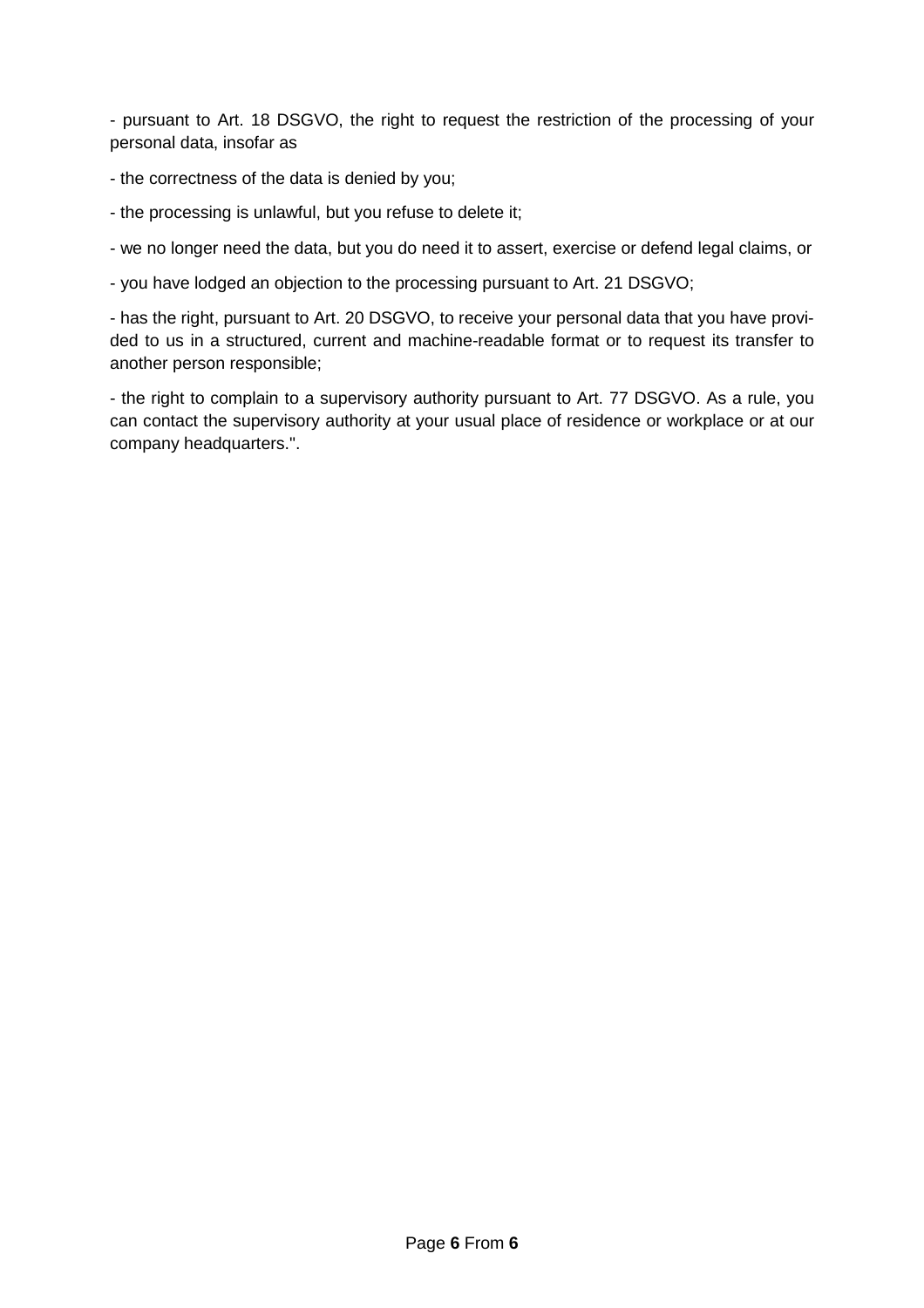- pursuant to Art. 18 DSGVO, the right to request the restriction of the processing of your personal data, insofar as

- the correctness of the data is denied by you;

- the processing is unlawful, but you refuse to delete it;

- we no longer need the data, but you do need it to assert, exercise or defend legal claims, or

- you have lodged an objection to the processing pursuant to Art. 21 DSGVO;

- has the right, pursuant to Art. 20 DSGVO, to receive your personal data that you have provided to us in a structured, current and machine-readable format or to request its transfer to another person responsible;

- the right to complain to a supervisory authority pursuant to Art. 77 DSGVO. As a rule, you can contact the supervisory authority at your usual place of residence or workplace or at our company headquarters.".